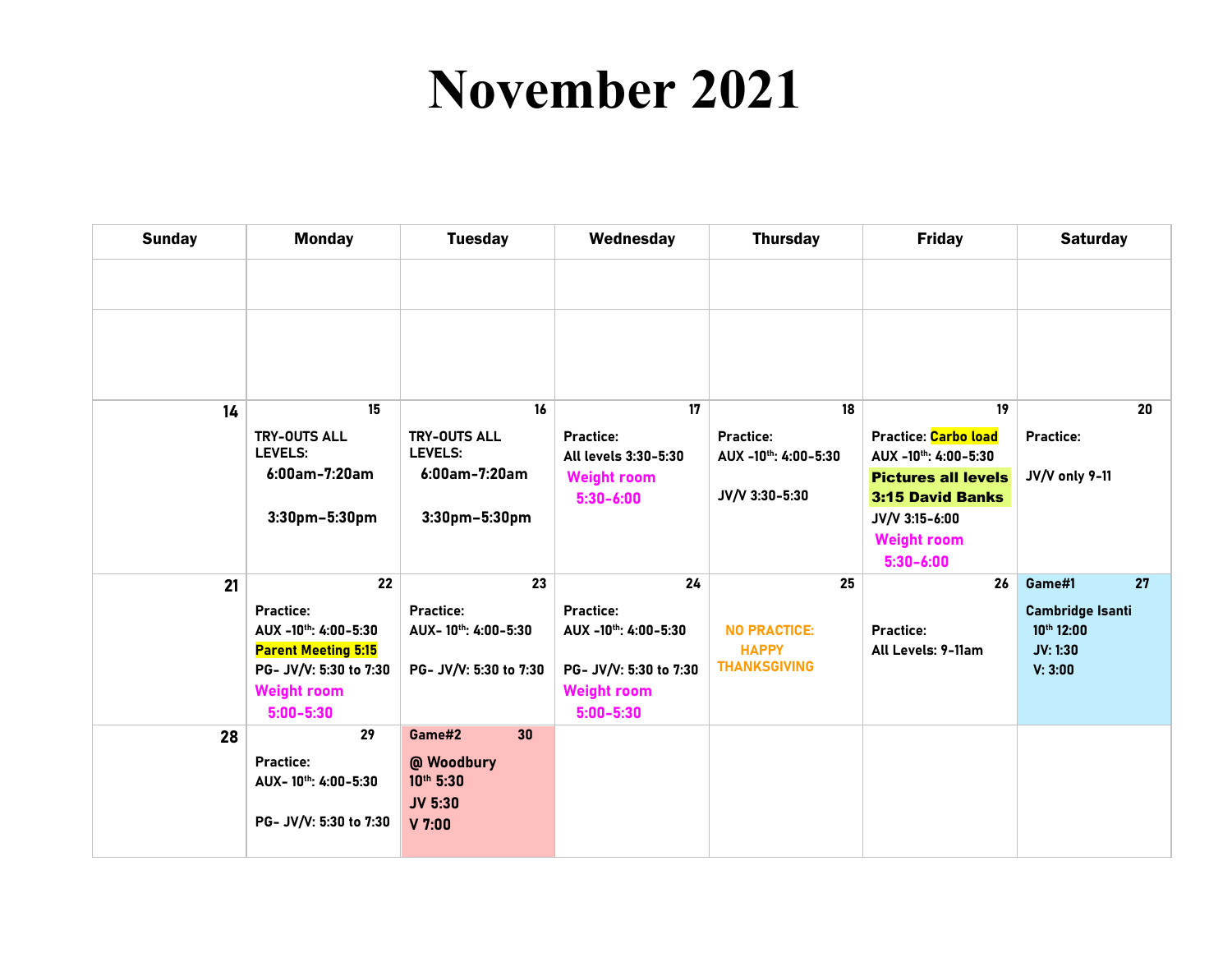# November 2021

| Sunday | Monday | Tuesday | Wednesday | Thursday | Friday | Saturday |
|---|---|---|---|---|---|---|
| | | | | | | |
| | | | | | | |
| 14 | 15<br>TRY-OUTS ALL LEVELS:<br>6:00am-7:20am<br>3:30pm-5:30pm | 16<br>TRY-OUTS ALL LEVELS:<br>6:00am-7:20am<br>3:30pm-5:30pm | 17<br>Practice:<br>All levels 3:30-5:30<br>Weight room<br>5:30-6:00 | 18<br>Practice:<br>AUX -10th: 4:00-5:30<br>JV/V 3:30-5:30 | 19<br>Practice: Carbo load<br>AUX -10th: 4:00-5:30<br>Pictures all levels 3:15 David Banks<br>JV/V 3:15-6:00<br>Weight room<br>5:30-6:00 | 20<br>Practice:<br>JV/V only 9-11 |
| 21 | 22<br>Practice:<br>AUX -10th: 4:00-5:30<br>Parent Meeting 5:15<br>PG- JV/V: 5:30 to 7:30<br>Weight room<br>5:00-5:30 | 23<br>Practice:<br>AUX- 10th: 4:00-5:30<br>PG- JV/V: 5:30 to 7:30 | 24<br>Practice:<br>AUX -10th: 4:00-5:30<br>PG- JV/V: 5:30 to 7:30<br>Weight room<br>5:00-5:30 | 25<br>NO PRACTICE:<br>HAPPY THANKSGIVING | 26<br>Practice:<br>All Levels: 9-11am | 27<br>Game#1<br>Cambridge Isanti<br>10th 12:00<br>JV: 1:30<br>V: 3:00 |
| 28 | 29<br>Practice:<br>AUX- 10th: 4:00-5:30<br>PG- JV/V: 5:30 to 7:30 | 30<br>Game#2<br>@ Woodbury<br>10th 5:30<br>JV 5:30<br>V 7:00 | | | | |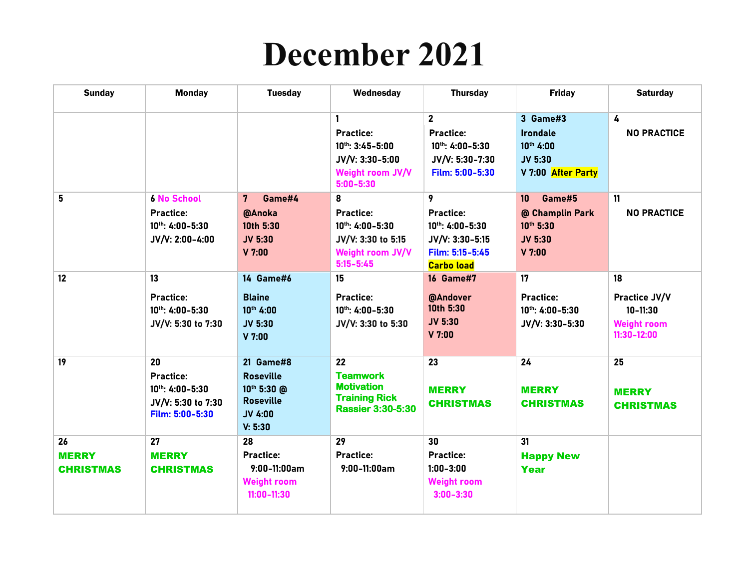# December 2021

| Sunday | Monday | Tuesday | Wednesday | Thursday | Friday | Saturday |
|---|---|---|---|---|---|---|
| | | | 1<br>Practice:<br>10th: 3:45-5:00<br>JV/V: 3:30-5:00<br>Weight room JV/V 5:00-5:30 | 2<br>Practice:<br>10th: 4:00-5:30<br>JV/V: 5:30-7:30<br>Film: 5:00-5:30 | 3 Game#3<br>Irondale<br>10th 4:00<br>JV 5:30<br>V 7:00 After Party | 4<br>NO PRACTICE |
| 5 | 6 No School<br>Practice:<br>10th: 4:00-5:30<br>JV/V: 2:00-4:00 | 7 Game#4<br>@Anoka<br>10th 5:30<br>JV 5:30<br>V 7:00 | 8<br>Practice:<br>10th: 4:00-5:30<br>JV/V: 3:30 to 5:15<br>Weight room JV/V 5:15-5:45 | 9<br>Practice:<br>10th: 4:00-5:30<br>JV/V: 3:30-5:15<br>Film: 5:15-5:45<br>Carbo load | 10 Game#5<br>@ Champlin Park<br>10th 5:30<br>JV 5:30<br>V 7:00 | 11<br>NO PRACTICE |
| 12 | 13<br>Practice:<br>10th: 4:00-5:30<br>JV/V: 5:30 to 7:30 | 14 Game#6<br>Blaine<br>10th 4:00<br>JV 5:30<br>V 7:00 | 15<br>Practice:<br>10th: 4:00-5:30<br>JV/V: 3:30 to 5:30 | 16 Game#7<br>@Andover<br>10th 5:30<br>JV 5:30<br>V 7:00 | 17<br>Practice:<br>10th: 4:00-5:30<br>JV/V: 3:30-5:30 | 18<br>Practice JV/V<br>10-11:30<br>Weight room 11:30-12:00 |
| 19 | 20<br>Practice:<br>10th: 4:00-5:30<br>JV/V: 5:30 to 7:30<br>Film: 5:00-5:30 | 21 Game#8<br>Roseville<br>10th 5:30 @ Roseville<br>JV 4:00<br>V: 5:30 | 22<br>Teamwork Motivation Training Rick Rassier 3:30-5:30 | 23<br>MERRY CHRISTMAS | 24<br>MERRY CHRISTMAS | 25<br>MERRY CHRISTMAS |
| 26<br>MERRY CHRISTMAS | 27<br>MERRY CHRISTMAS | 28<br>Practice:<br>9:00-11:00am<br>Weight room 11:00-11:30 | 29<br>Practice:<br>9:00-11:00am | 30<br>Practice:<br>1:00-3:00<br>Weight room 3:00-3:30 | 31<br>Happy New Year | |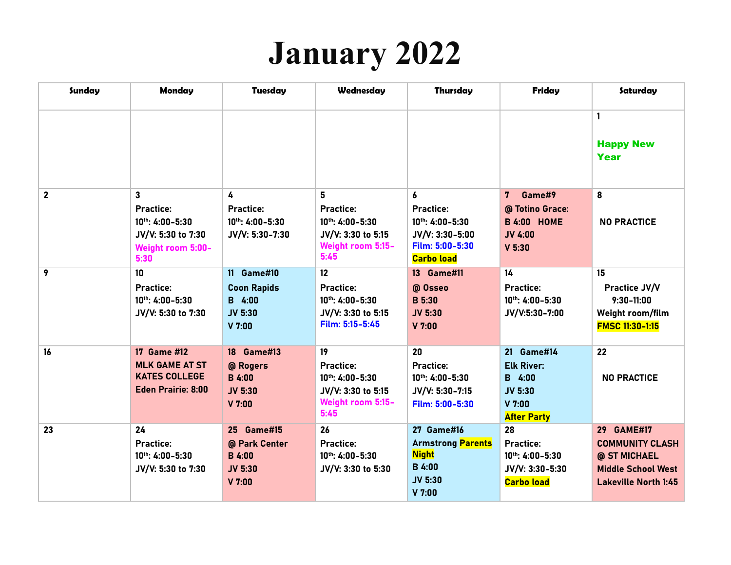# January 2022

| Sunday | Monday | Tuesday | Wednesday | Thursday | Friday | Saturday |
|---|---|---|---|---|---|---|
| | | | | | | 1<br>Happy New Year |
| 2 | 3<br>Practice:<br>10th: 4:00-5:30<br>JV/V: 5:30 to 7:30<br>Weight room 5:00-5:30 | 4<br>Practice:<br>10th: 4:00-5:30<br>JV/V: 5:30-7:30 | 5<br>Practice:<br>10th: 4:00-5:30<br>JV/V: 3:30 to 5:15<br>Weight room 5:15-5:45 | 6<br>Practice:<br>10th: 4:00-5:30<br>JV/V: 3:30-5:00<br>Film: 5:00-5:30<br>Carbo load | 7 Game#9<br>@ Totino Grace:<br>B 4:00 HOME<br>JV 4:00<br>V 5:30 | 8<br>NO PRACTICE |
| 9 | 10<br>Practice:<br>10th: 4:00-5:30<br>JV/V: 5:30 to 7:30 | 11 Game#10<br>Coon Rapids<br>B 4:00<br>JV 5:30<br>V 7:00 | 12<br>Practice:<br>10th: 4:00-5:30<br>JV/V: 3:30 to 5:15<br>Film: 5:15-5:45 | 13 Game#11<br>@ Osseo<br>B 5:30<br>JV 5:30<br>V 7:00 | 14<br>Practice:<br>10th: 4:00-5:30<br>JV/V:5:30-7:00 | 15<br>Practice JV/V<br>9:30-11:00<br>Weight room/film<br>FMSC 11:30-1:15 |
| 16 | 17 Game #12<br>MLK GAME AT ST KATES COLLEGE<br>Eden Prairie: 8:00 | 18 Game#13<br>@ Rogers<br>B 4:00<br>JV 5:30<br>V 7:00 | 19<br>Practice:<br>10th: 4:00-5:30<br>JV/V: 3:30 to 5:15<br>Weight room 5:15-5:45 | 20<br>Practice:<br>10th: 4:00-5:30<br>JV/V: 5:30-7:15<br>Film: 5:00-5:30 | 21 Game#14<br>Elk River:<br>B 4:00<br>JV 5:30<br>V 7:00<br>After Party | 22<br>NO PRACTICE |
| 23 | 24<br>Practice:<br>10th: 4:00-5:30<br>JV/V: 5:30 to 7:30 | 25 Game#15<br>@ Park Center<br>B 4:00<br>JV 5:30<br>V 7:00 | 26<br>Practice:<br>10th: 4:00-5:30<br>JV/V: 3:30 to 5:30 | 27 Game#16<br>Armstrong Parents Night<br>B 4:00<br>JV 5:30<br>V 7:00 | 28<br>Practice:<br>10th: 4:00-5:30<br>JV/V: 3:30-5:30<br>Carbo load | 29 GAME#17<br>COMMUNITY CLASH<br>@ ST MICHAEL<br>Middle School West<br>Lakeville North 1:45 |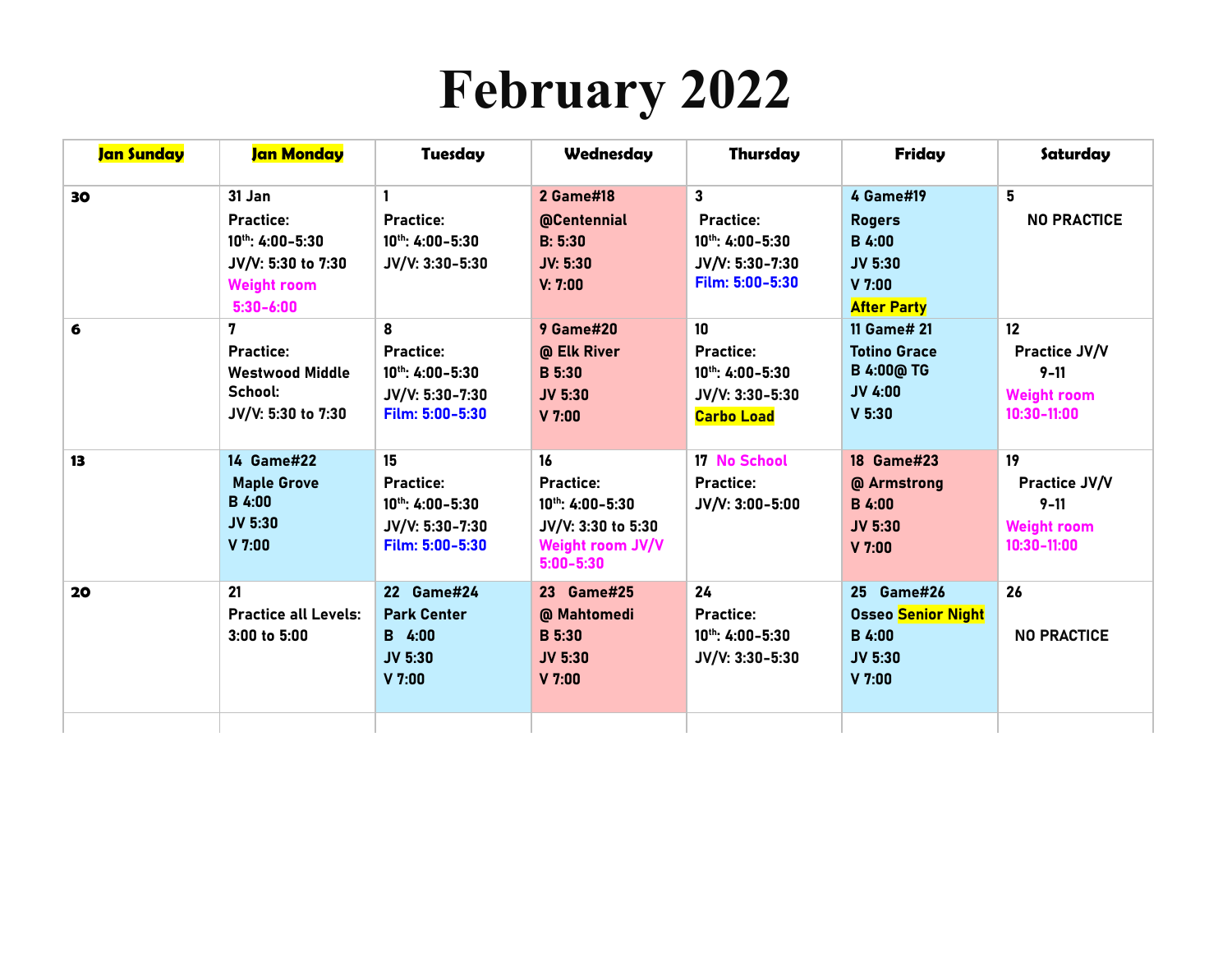# February 2022

| Jan Sunday | Jan Monday | Tuesday | Wednesday | Thursday | Friday | Saturday |
|---|---|---|---|---|---|---|
| 30 | 31 Jan<br>Practice:<br>10th: 4:00-5:30<br>JV/V: 5:30 to 7:30<br>Weight room<br>5:30-6:00 | 1<br>Practice:<br>10th: 4:00-5:30<br>JV/V: 3:30-5:30 | 2 Game#18<br>@Centennial<br>B: 5:30<br>JV: 5:30<br>V: 7:00 | 3<br>Practice:<br>10th: 4:00-5:30<br>JV/V: 5:30-7:30<br>Film: 5:00-5:30 | 4 Game#19<br>Rogers<br>B 4:00<br>JV 5:30<br>V 7:00<br>After Party | 5<br>NO PRACTICE |
| 6 | 7<br>Practice:<br>Westwood Middle School:<br>JV/V: 5:30 to 7:30 | 8<br>Practice:<br>10th: 4:00-5:30<br>JV/V: 5:30-7:30<br>Film: 5:00-5:30 | 9 Game#20<br>@ Elk River<br>B 5:30<br>JV 5:30<br>V 7:00 | 10<br>Practice:<br>10th: 4:00-5:30<br>JV/V: 3:30-5:30<br>Carbo Load | 11 Game# 21<br>Totino Grace<br>B 4:00@ TG<br>JV 4:00<br>V 5:30 | 12<br>Practice JV/V<br>9-11<br>Weight room<br>10:30-11:00 |
| 13 | 14 Game#22<br>Maple Grove<br>B 4:00<br>JV 5:30<br>V 7:00 | 15<br>Practice:<br>10th: 4:00-5:30<br>JV/V: 5:30-7:30<br>Film: 5:00-5:30 | 16<br>Practice:<br>10th: 4:00-5:30<br>JV/V: 3:30 to 5:30<br>Weight room JV/V<br>5:00-5:30 | 17 No School<br>Practice:<br>JV/V: 3:00-5:00 | 18 Game#23<br>@ Armstrong<br>B 4:00<br>JV 5:30<br>V 7:00 | 19<br>Practice JV/V<br>9-11<br>Weight room<br>10:30-11:00 |
| 20 | 21<br>Practice all Levels:<br>3:00 to 5:00 | 22 Game#24<br>Park Center<br>B 4:00<br>JV 5:30<br>V 7:00 | 23 Game#25<br>@ Mahtomedi<br>B 5:30<br>JV 5:30<br>V 7:00 | 24<br>Practice:<br>10th: 4:00-5:30<br>JV/V: 3:30-5:30 | 25 Game#26<br>Osseo Senior Night<br>B 4:00<br>JV 5:30<br>V 7:00 | 26<br>NO PRACTICE |
| | | | | | | |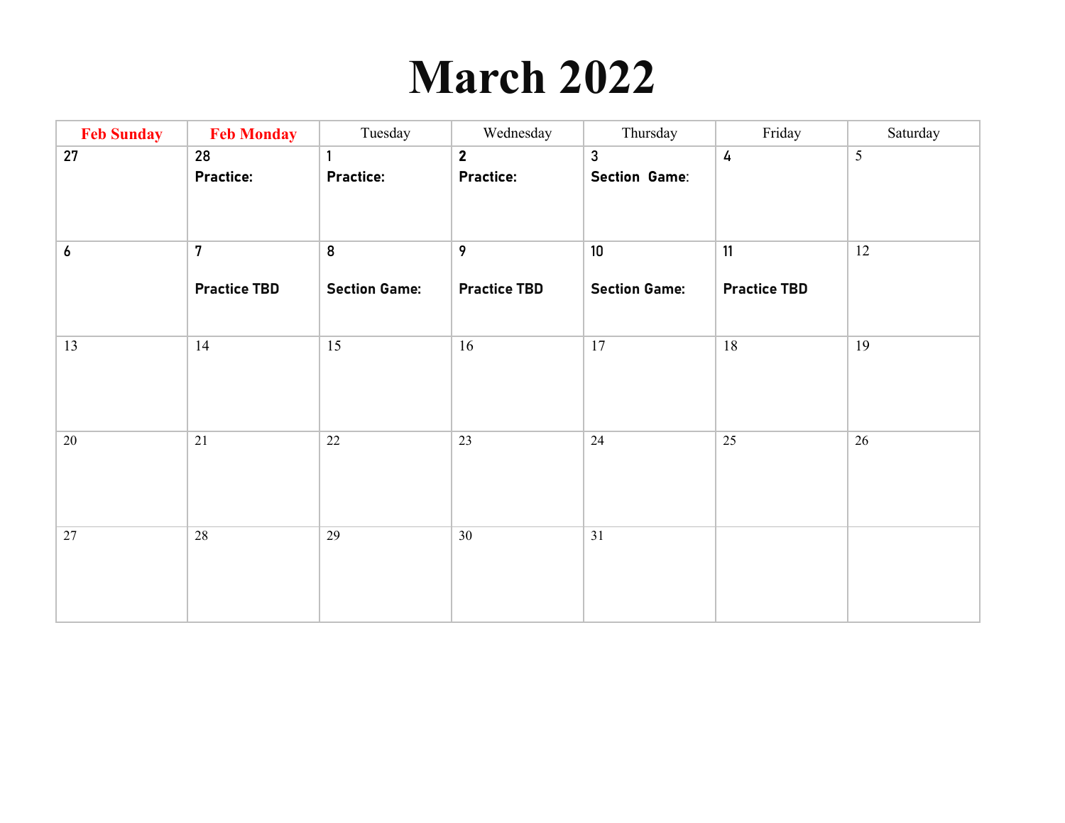# March 2022

| Feb Sunday | Feb Monday | Tuesday | Wednesday | Thursday | Friday | Saturday |
|---|---|---|---|---|---|---|
| **27** | **28** **Practice:** | **1** **Practice:** | **2** **Practice:** | **3** **Section Game:** | **4** | 5 |
| **6** | **7** **Practice TBD** | **8** **Section Game:** | **9** **Practice TBD** | **10** **Section Game:** | **11** **Practice TBD** | 12 |
| 13 | 14 | 15 | 16 | 17 | 18 | 19 |
| 20 | 21 | 22 | 23 | 24 | 25 | 26 |
| 27 | 28 | 29 | 30 | 31 | | |